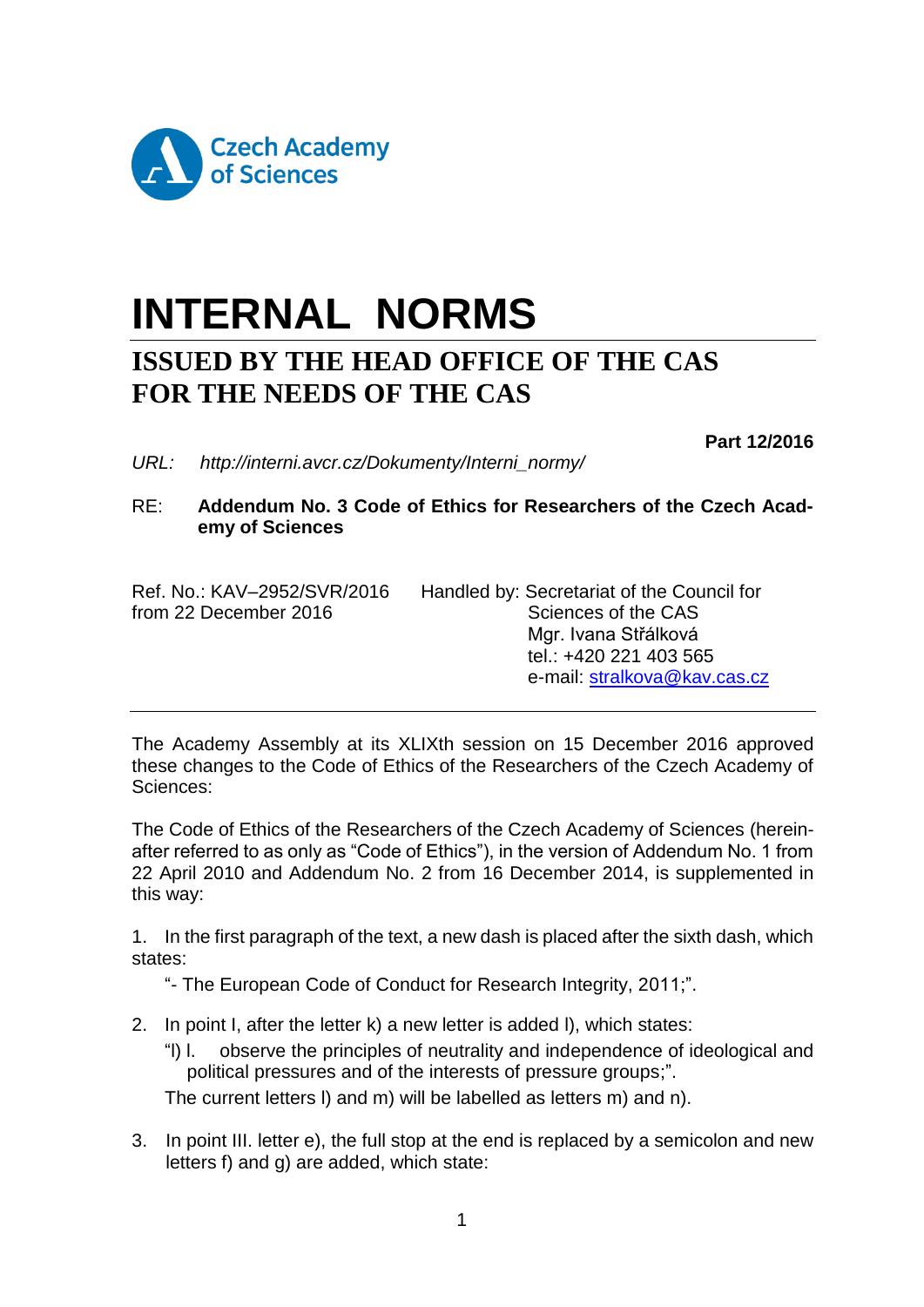Czech Academy of Sciences

# INTERNAL NORMS

## ISSUED BY THE HEAD OFFICE OF THE CAS FOR THE NEEDS OF THE CAS

**Part 12/2016**

*URL: http://interni.avcr.cz/Dokumenty/Interni_normy/*

RE: **Addendum No. 3 Code of Ethics for Researchers of the Czech Academy of Sciences**

Ref. No.: KAV–2952/SVR/2016 from 22 December 2016

Handled by: Secretariat of the Council for Sciences of the CAS
Mgr. Ivana Střálková
tel.: +420 221 403 565
e-mail: stralkova@kav.cas.cz

---

The Academy Assembly at its XLIXth session on 15 December 2016 approved these changes to the Code of Ethics of the Researchers of the Czech Academy of Sciences:

The Code of Ethics of the Researchers of the Czech Academy of Sciences (hereinafter referred to as only as "Code of Ethics"), in the version of Addendum No. 1 from 22 April 2010 and Addendum No. 2 from 16 December 2014, is supplemented in this way:

1. In the first paragraph of the text, a new dash is placed after the sixth dash, which states:

   "- The European Code of Conduct for Research Integrity, 2011;".

2. In point I, after the letter k) a new letter is added l), which states:

   "l) l. observe the principles of neutrality and independence of ideological and political pressures and of the interests of pressure groups;".

   The current letters l) and m) will be labelled as letters m) and n).

3. In point III. letter e), the full stop at the end is replaced by a semicolon and new letters f) and g) are added, which state: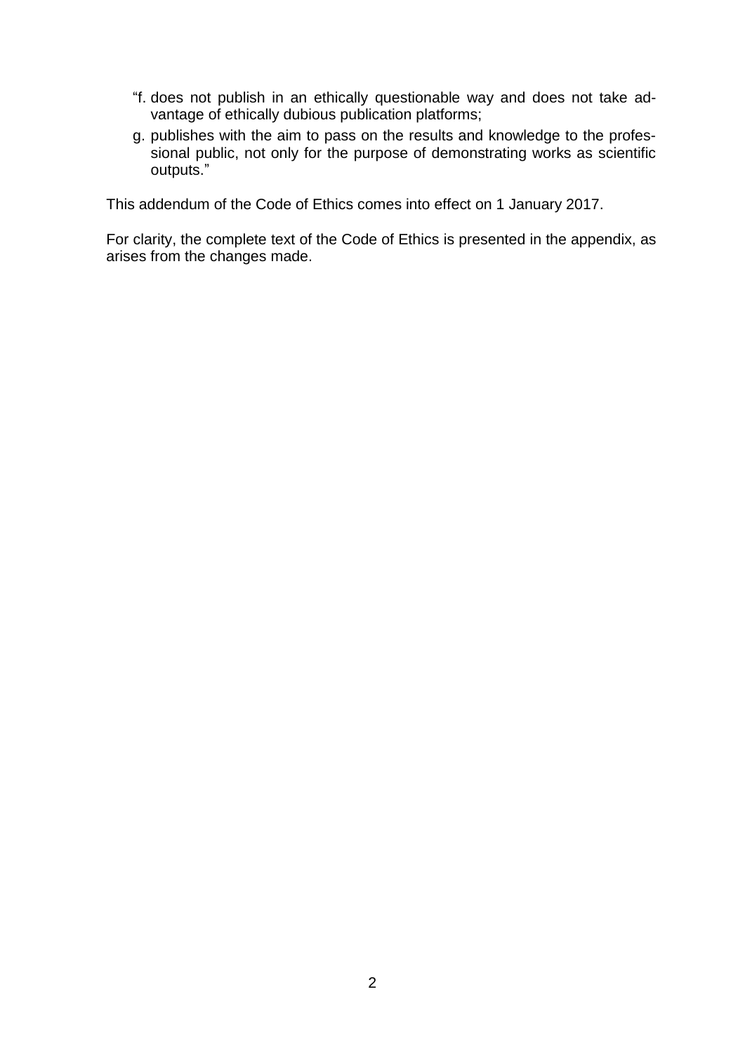"f. does not publish in an ethically questionable way and does not take advantage of ethically dubious publication platforms;

g. publishes with the aim to pass on the results and knowledge to the professional public, not only for the purpose of demonstrating works as scientific outputs."

This addendum of the Code of Ethics comes into effect on 1 January 2017.

For clarity, the complete text of the Code of Ethics is presented in the appendix, as arises from the changes made.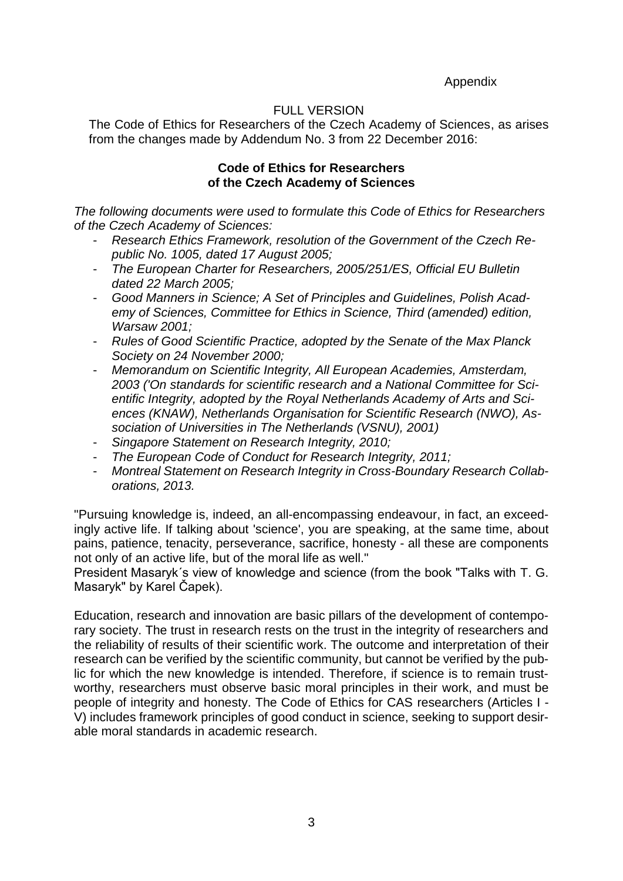Appendix

FULL VERSION

The Code of Ethics for Researchers of the Czech Academy of Sciences, as arises from the changes made by Addendum No. 3 from 22 December 2016:

## Code of Ethics for Researchers of the Czech Academy of Sciences

*The following documents were used to formulate this Code of Ethics for Researchers of the Czech Academy of Sciences:*

- *Research Ethics Framework, resolution of the Government of the Czech Republic No. 1005, dated 17 August 2005;*
- *The European Charter for Researchers, 2005/251/ES, Official EU Bulletin dated 22 March 2005;*
- *Good Manners in Science; A Set of Principles and Guidelines, Polish Academy of Sciences, Committee for Ethics in Science, Third (amended) edition, Warsaw 2001;*
- *Rules of Good Scientific Practice, adopted by the Senate of the Max Planck Society on 24 November 2000;*
- *Memorandum on Scientific Integrity, All European Academies, Amsterdam, 2003 ('On standards for scientific research and a National Committee for Scientific Integrity, adopted by the Royal Netherlands Academy of Arts and Sciences (KNAW), Netherlands Organisation for Scientific Research (NWO), Association of Universities in The Netherlands (VSNU), 2001)*
- *Singapore Statement on Research Integrity, 2010;*
- *The European Code of Conduct for Research Integrity, 2011;*
- *Montreal Statement on Research Integrity in Cross-Boundary Research Collaborations, 2013.*

"Pursuing knowledge is, indeed, an all-encompassing endeavour, in fact, an exceedingly active life. If talking about 'science', you are speaking, at the same time, about pains, patience, tenacity, perseverance, sacrifice, honesty - all these are components not only of an active life, but of the moral life as well."
President Masaryk´s view of knowledge and science (from the book "Talks with T. G. Masaryk" by Karel Čapek).

Education, research and innovation are basic pillars of the development of contemporary society. The trust in research rests on the trust in the integrity of researchers and the reliability of results of their scientific work. The outcome and interpretation of their research can be verified by the scientific community, but cannot be verified by the public for which the new knowledge is intended. Therefore, if science is to remain trustworthy, researchers must observe basic moral principles in their work, and must be people of integrity and honesty. The Code of Ethics for CAS researchers (Articles I - V) includes framework principles of good conduct in science, seeking to support desirable moral standards in academic research.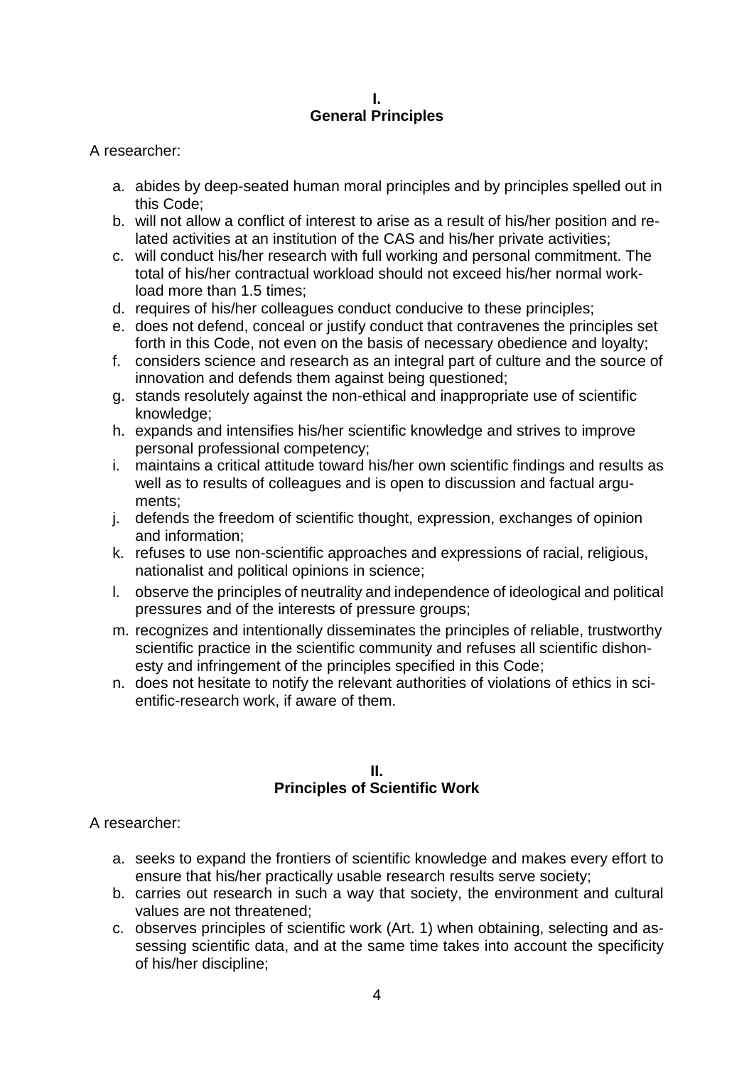## I.
## General Principles

A researcher:

a. abides by deep-seated human moral principles and by principles spelled out in this Code;
b. will not allow a conflict of interest to arise as a result of his/her position and related activities at an institution of the CAS and his/her private activities;
c. will conduct his/her research with full working and personal commitment. The total of his/her contractual workload should not exceed his/her normal workload more than 1.5 times;
d. requires of his/her colleagues conduct conducive to these principles;
e. does not defend, conceal or justify conduct that contravenes the principles set forth in this Code, not even on the basis of necessary obedience and loyalty;
f. considers science and research as an integral part of culture and the source of innovation and defends them against being questioned;
g. stands resolutely against the non-ethical and inappropriate use of scientific knowledge;
h. expands and intensifies his/her scientific knowledge and strives to improve personal professional competency;
i. maintains a critical attitude toward his/her own scientific findings and results as well as to results of colleagues and is open to discussion and factual arguments;
j. defends the freedom of scientific thought, expression, exchanges of opinion and information;
k. refuses to use non-scientific approaches and expressions of racial, religious, nationalist and political opinions in science;
l. observe the principles of neutrality and independence of ideological and political pressures and of the interests of pressure groups;
m. recognizes and intentionally disseminates the principles of reliable, trustworthy scientific practice in the scientific community and refuses all scientific dishonesty and infringement of the principles specified in this Code;
n. does not hesitate to notify the relevant authorities of violations of ethics in scientific-research work, if aware of them.

## II.
## Principles of Scientific Work

A researcher:

a. seeks to expand the frontiers of scientific knowledge and makes every effort to ensure that his/her practically usable research results serve society;
b. carries out research in such a way that society, the environment and cultural values are not threatened;
c. observes principles of scientific work (Art. 1) when obtaining, selecting and assessing scientific data, and at the same time takes into account the specificity of his/her discipline;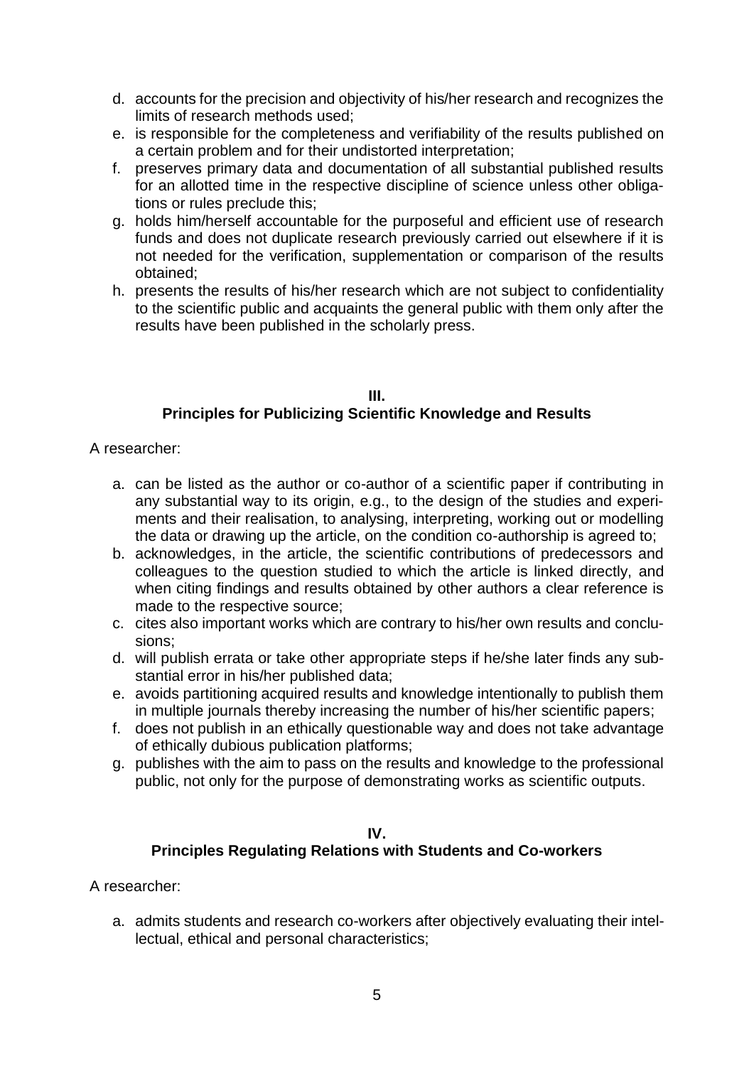d. accounts for the precision and objectivity of his/her research and recognizes the limits of research methods used;
e. is responsible for the completeness and verifiability of the results published on a certain problem and for their undistorted interpretation;
f. preserves primary data and documentation of all substantial published results for an allotted time in the respective discipline of science unless other obligations or rules preclude this;
g. holds him/herself accountable for the purposeful and efficient use of research funds and does not duplicate research previously carried out elsewhere if it is not needed for the verification, supplementation or comparison of the results obtained;
h. presents the results of his/her research which are not subject to confidentiality to the scientific public and acquaints the general public with them only after the results have been published in the scholarly press.

## III.
## Principles for Publicizing Scientific Knowledge and Results

A researcher:

a. can be listed as the author or co-author of a scientific paper if contributing in any substantial way to its origin, e.g., to the design of the studies and experiments and their realisation, to analysing, interpreting, working out or modelling the data or drawing up the article, on the condition co-authorship is agreed to;
b. acknowledges, in the article, the scientific contributions of predecessors and colleagues to the question studied to which the article is linked directly, and when citing findings and results obtained by other authors a clear reference is made to the respective source;
c. cites also important works which are contrary to his/her own results and conclusions;
d. will publish errata or take other appropriate steps if he/she later finds any substantial error in his/her published data;
e. avoids partitioning acquired results and knowledge intentionally to publish them in multiple journals thereby increasing the number of his/her scientific papers;
f. does not publish in an ethically questionable way and does not take advantage of ethically dubious publication platforms;
g. publishes with the aim to pass on the results and knowledge to the professional public, not only for the purpose of demonstrating works as scientific outputs.

## IV.
## Principles Regulating Relations with Students and Co-workers

A researcher:

a. admits students and research co-workers after objectively evaluating their intellectual, ethical and personal characteristics;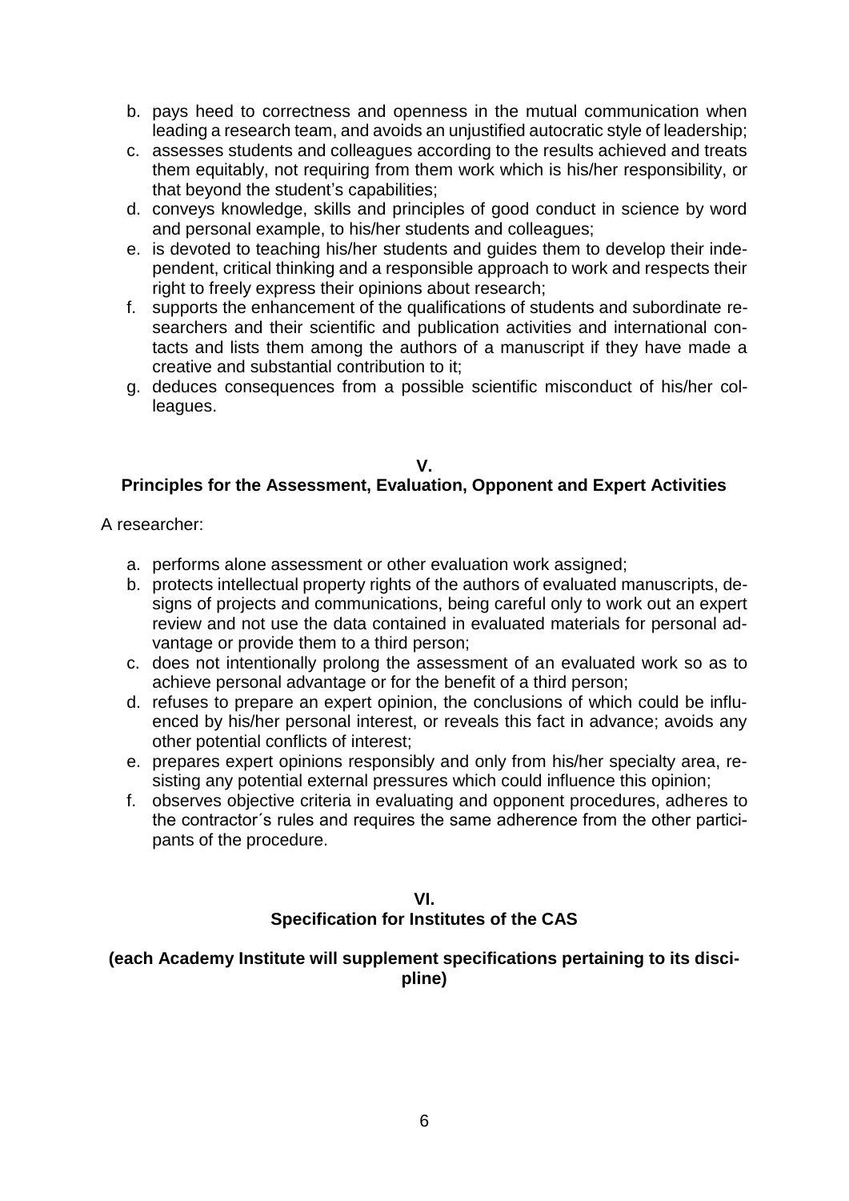b. pays heed to correctness and openness in the mutual communication when leading a research team, and avoids an unjustified autocratic style of leadership;
c. assesses students and colleagues according to the results achieved and treats them equitably, not requiring from them work which is his/her responsibility, or that beyond the student's capabilities;
d. conveys knowledge, skills and principles of good conduct in science by word and personal example, to his/her students and colleagues;
e. is devoted to teaching his/her students and guides them to develop their independent, critical thinking and a responsible approach to work and respects their right to freely express their opinions about research;
f. supports the enhancement of the qualifications of students and subordinate researchers and their scientific and publication activities and international contacts and lists them among the authors of a manuscript if they have made a creative and substantial contribution to it;
g. deduces consequences from a possible scientific misconduct of his/her colleagues.

## V.
## Principles for the Assessment, Evaluation, Opponent and Expert Activities

A researcher:

a. performs alone assessment or other evaluation work assigned;
b. protects intellectual property rights of the authors of evaluated manuscripts, designs of projects and communications, being careful only to work out an expert review and not use the data contained in evaluated materials for personal advantage or provide them to a third person;
c. does not intentionally prolong the assessment of an evaluated work so as to achieve personal advantage or for the benefit of a third person;
d. refuses to prepare an expert opinion, the conclusions of which could be influenced by his/her personal interest, or reveals this fact in advance; avoids any other potential conflicts of interest;
e. prepares expert opinions responsibly and only from his/her specialty area, resisting any potential external pressures which could influence this opinion;
f. observes objective criteria in evaluating and opponent procedures, adheres to the contractor´s rules and requires the same adherence from the other participants of the procedure.

## VI.
## Specification for Institutes of the CAS

**(each Academy Institute will supplement specifications pertaining to its discipline)**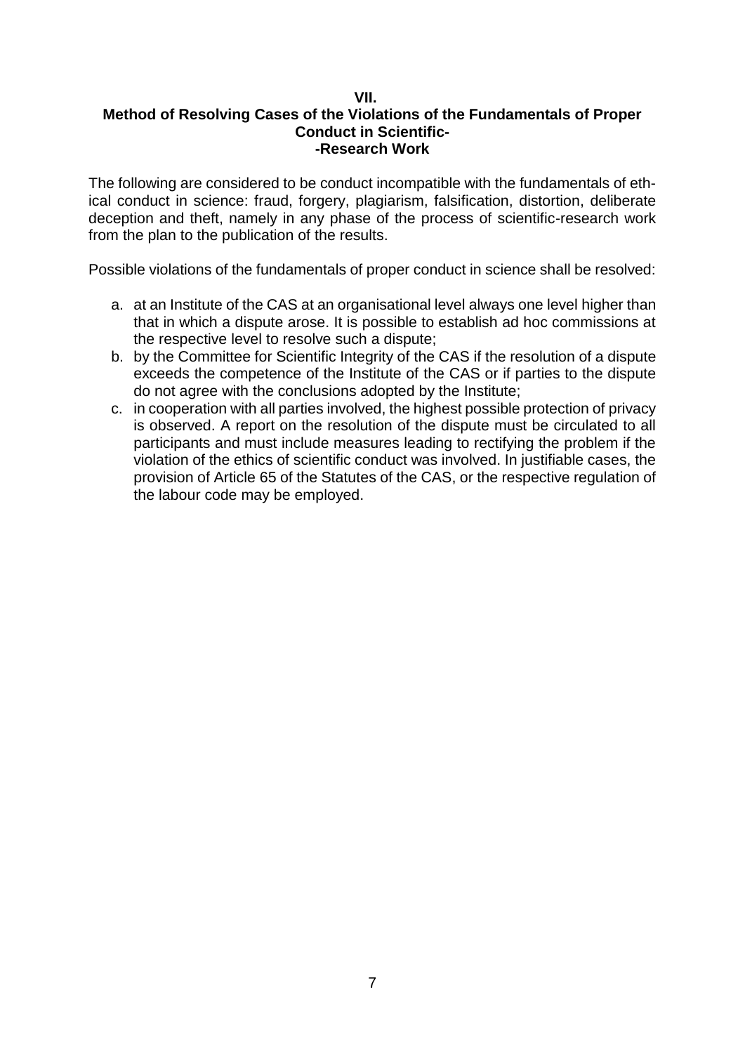## VII.
## Method of Resolving Cases of the Violations of the Fundamentals of Proper Conduct in Scientific-Research Work

The following are considered to be conduct incompatible with the fundamentals of ethical conduct in science: fraud, forgery, plagiarism, falsification, distortion, deliberate deception and theft, namely in any phase of the process of scientific-research work from the plan to the publication of the results.

Possible violations of the fundamentals of proper conduct in science shall be resolved:

a. at an Institute of the CAS at an organisational level always one level higher than that in which a dispute arose. It is possible to establish ad hoc commissions at the respective level to resolve such a dispute;
b. by the Committee for Scientific Integrity of the CAS if the resolution of a dispute exceeds the competence of the Institute of the CAS or if parties to the dispute do not agree with the conclusions adopted by the Institute;
c. in cooperation with all parties involved, the highest possible protection of privacy is observed. A report on the resolution of the dispute must be circulated to all participants and must include measures leading to rectifying the problem if the violation of the ethics of scientific conduct was involved. In justifiable cases, the provision of Article 65 of the Statutes of the CAS, or the respective regulation of the labour code may be employed.